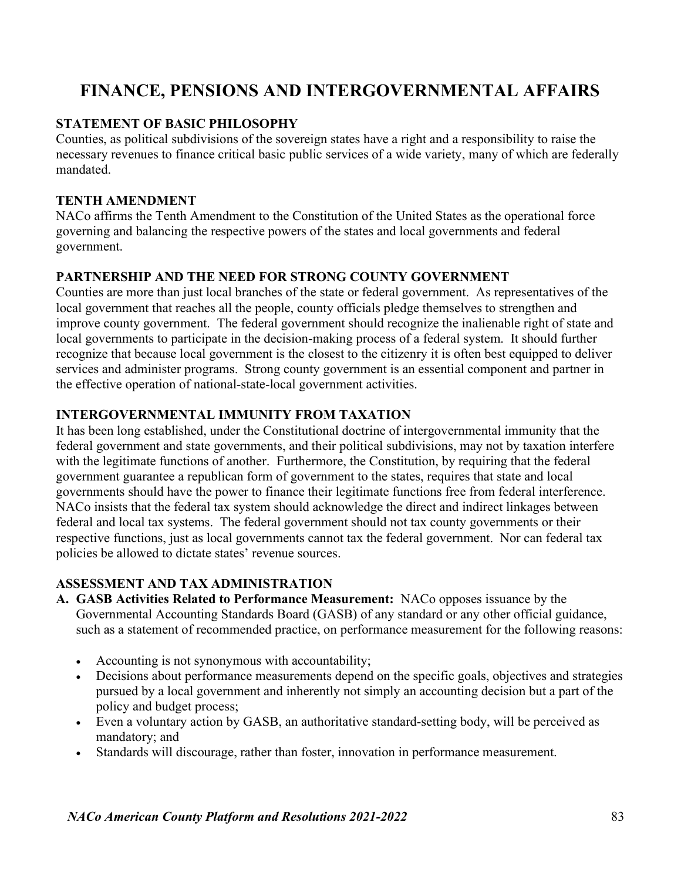# FINANCE, PENSIONS AND INTERGOVERNMENTAL AFFAIRS

## STATEMENT OF BASIC PHILOSOPHY

Counties, as political subdivisions of the sovereign states have a right and a responsibility to raise the necessary revenues to finance critical basic public services of a wide variety, many of which are federally mandated.

## TENTH AMENDMENT

NACo affirms the Tenth Amendment to the Constitution of the United States as the operational force governing and balancing the respective powers of the states and local governments and federal government.

## PARTNERSHIP AND THE NEED FOR STRONG COUNTY GOVERNMENT

Counties are more than just local branches of the state or federal government. As representatives of the local government that reaches all the people, county officials pledge themselves to strengthen and improve county government. The federal government should recognize the inalienable right of state and local governments to participate in the decision-making process of a federal system. It should further recognize that because local government is the closest to the citizenry it is often best equipped to deliver services and administer programs. Strong county government is an essential component and partner in the effective operation of national-state-local government activities.

## INTERGOVERNMENTAL IMMUNITY FROM TAXATION

It has been long established, under the Constitutional doctrine of intergovernmental immunity that the federal government and state governments, and their political subdivisions, may not by taxation interfere with the legitimate functions of another. Furthermore, the Constitution, by requiring that the federal government guarantee a republican form of government to the states, requires that state and local governments should have the power to finance their legitimate functions free from federal interference. NACo insists that the federal tax system should acknowledge the direct and indirect linkages between federal and local tax systems. The federal government should not tax county governments or their respective functions, just as local governments cannot tax the federal government. Nor can federal tax policies be allowed to dictate states' revenue sources.

## ASSESSMENT AND TAX ADMINISTRATION

**A. GASB Activities Related to Performance Measurement:** NACo opposes issuance by the Governmental Accounting Standards Board (GASB) of any standard or any other official guidance, such as a statement of recommended practice, on performance measurement for the following reasons:

- Accounting is not synonymous with accountability;
- Decisions about performance measurements depend on the specific goals, objectives and strategies pursued by a local government and inherently not simply an accounting decision but a part of the policy and budget process;
- Even a voluntary action by GASB, an authoritative standard-setting body, will be perceived as mandatory; and
- Standards will discourage, rather than foster, innovation in performance measurement.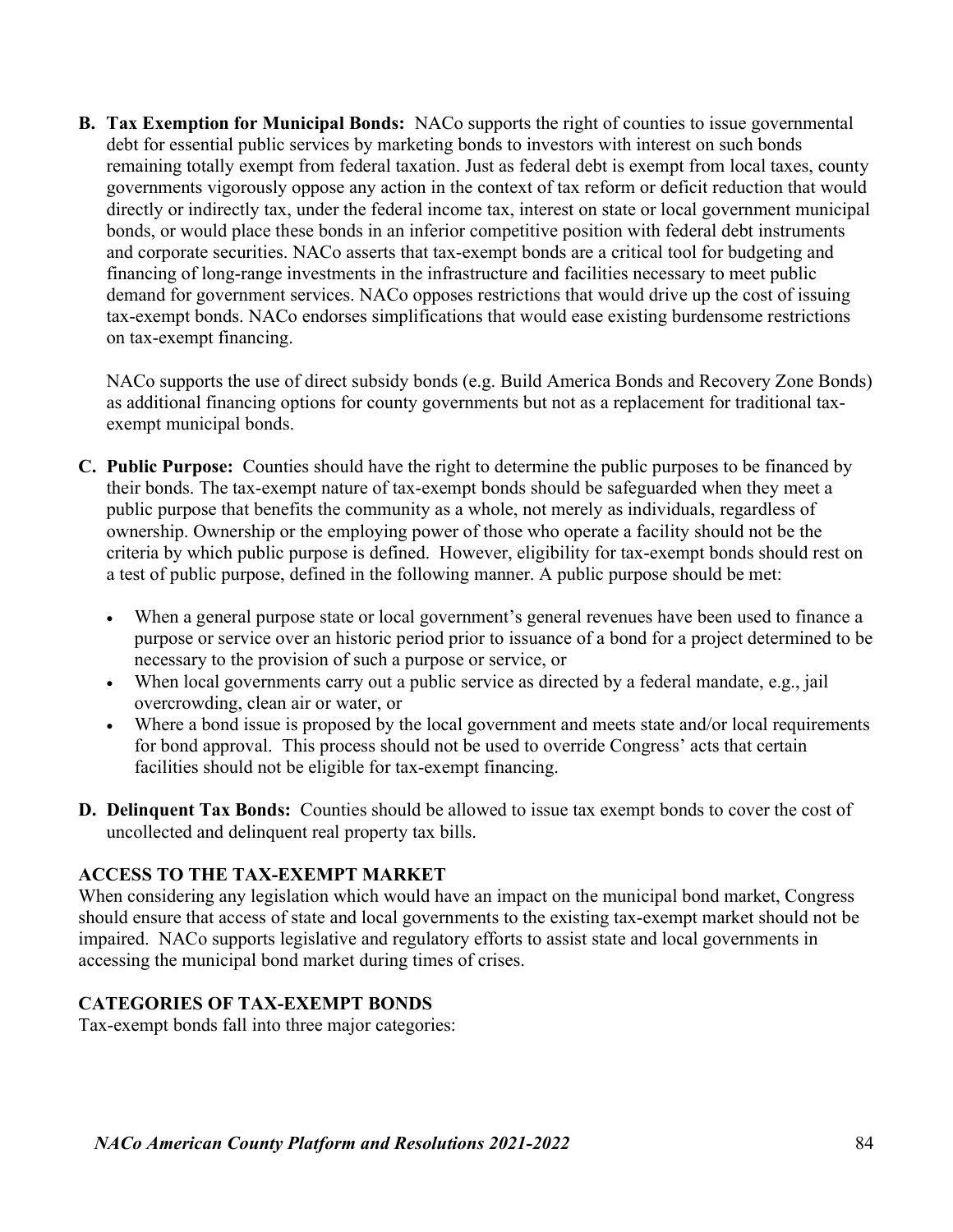**B. Tax Exemption for Municipal Bonds:** NACo supports the right of counties to issue governmental debt for essential public services by marketing bonds to investors with interest on such bonds remaining totally exempt from federal taxation. Just as federal debt is exempt from local taxes, county governments vigorously oppose any action in the context of tax reform or deficit reduction that would directly or indirectly tax, under the federal income tax, interest on state or local government municipal bonds, or would place these bonds in an inferior competitive position with federal debt instruments and corporate securities. NACo asserts that tax-exempt bonds are a critical tool for budgeting and financing of long-range investments in the infrastructure and facilities necessary to meet public demand for government services. NACo opposes restrictions that would drive up the cost of issuing tax-exempt bonds. NACo endorses simplifications that would ease existing burdensome restrictions on tax-exempt financing.

NACo supports the use of direct subsidy bonds (e.g. Build America Bonds and Recovery Zone Bonds) as additional financing options for county governments but not as a replacement for traditional tax-exempt municipal bonds.

**C. Public Purpose:** Counties should have the right to determine the public purposes to be financed by their bonds. The tax-exempt nature of tax-exempt bonds should be safeguarded when they meet a public purpose that benefits the community as a whole, not merely as individuals, regardless of ownership. Ownership or the employing power of those who operate a facility should not be the criteria by which public purpose is defined. However, eligibility for tax-exempt bonds should rest on a test of public purpose, defined in the following manner. A public purpose should be met:

- When a general purpose state or local government's general revenues have been used to finance a purpose or service over an historic period prior to issuance of a bond for a project determined to be necessary to the provision of such a purpose or service, or
- When local governments carry out a public service as directed by a federal mandate, e.g., jail overcrowding, clean air or water, or
- Where a bond issue is proposed by the local government and meets state and/or local requirements for bond approval. This process should not be used to override Congress' acts that certain facilities should not be eligible for tax-exempt financing.

**D. Delinquent Tax Bonds:** Counties should be allowed to issue tax exempt bonds to cover the cost of uncollected and delinquent real property tax bills.

### ACCESS TO THE TAX-EXEMPT MARKET

When considering any legislation which would have an impact on the municipal bond market, Congress should ensure that access of state and local governments to the existing tax-exempt market should not be impaired. NACo supports legislative and regulatory efforts to assist state and local governments in accessing the municipal bond market during times of crises.

### CATEGORIES OF TAX-EXEMPT BONDS

Tax-exempt bonds fall into three major categories: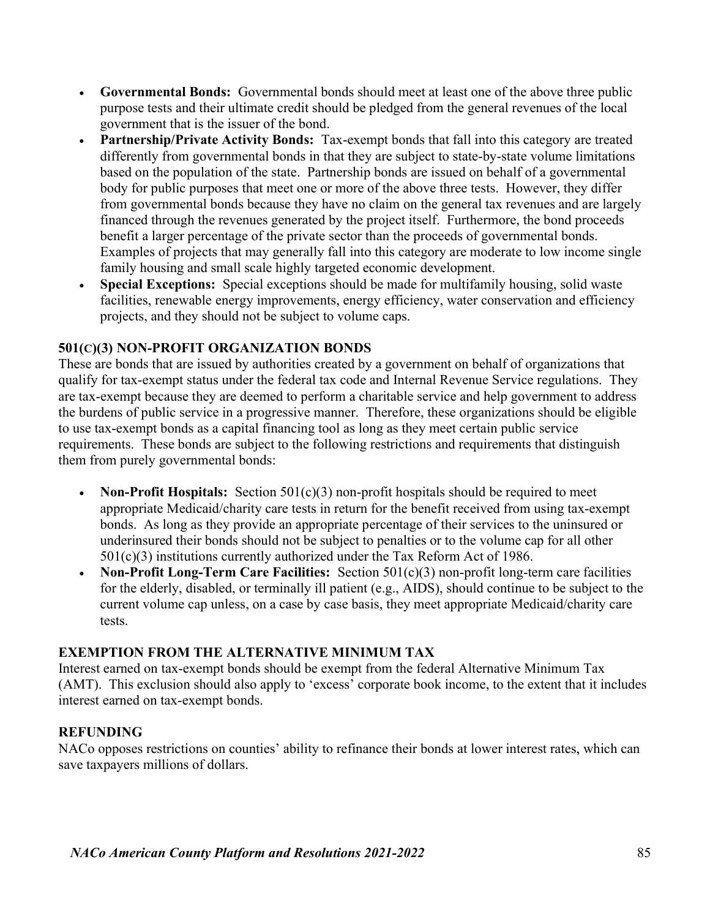- **Governmental Bonds:** Governmental bonds should meet at least one of the above three public purpose tests and their ultimate credit should be pledged from the general revenues of the local government that is the issuer of the bond.
- **Partnership/Private Activity Bonds:** Tax-exempt bonds that fall into this category are treated differently from governmental bonds in that they are subject to state-by-state volume limitations based on the population of the state. Partnership bonds are issued on behalf of a governmental body for public purposes that meet one or more of the above three tests. However, they differ from governmental bonds because they have no claim on the general tax revenues and are largely financed through the revenues generated by the project itself. Furthermore, the bond proceeds benefit a larger percentage of the private sector than the proceeds of governmental bonds. Examples of projects that may generally fall into this category are moderate to low income single family housing and small scale highly targeted economic development.
- **Special Exceptions:** Special exceptions should be made for multifamily housing, solid waste facilities, renewable energy improvements, energy efficiency, water conservation and efficiency projects, and they should not be subject to volume caps.

### 501(C)(3) NON-PROFIT ORGANIZATION BONDS

These are bonds that are issued by authorities created by a government on behalf of organizations that qualify for tax-exempt status under the federal tax code and Internal Revenue Service regulations. They are tax-exempt because they are deemed to perform a charitable service and help government to address the burdens of public service in a progressive manner. Therefore, these organizations should be eligible to use tax-exempt bonds as a capital financing tool as long as they meet certain public service requirements. These bonds are subject to the following restrictions and requirements that distinguish them from purely governmental bonds:

- **Non-Profit Hospitals:** Section 501(c)(3) non-profit hospitals should be required to meet appropriate Medicaid/charity care tests in return for the benefit received from using tax-exempt bonds. As long as they provide an appropriate percentage of their services to the uninsured or underinsured their bonds should not be subject to penalties or to the volume cap for all other 501(c)(3) institutions currently authorized under the Tax Reform Act of 1986.
- **Non-Profit Long-Term Care Facilities:** Section 501(c)(3) non-profit long-term care facilities for the elderly, disabled, or terminally ill patient (e.g., AIDS), should continue to be subject to the current volume cap unless, on a case by case basis, they meet appropriate Medicaid/charity care tests.

### EXEMPTION FROM THE ALTERNATIVE MINIMUM TAX

Interest earned on tax-exempt bonds should be exempt from the federal Alternative Minimum Tax (AMT). This exclusion should also apply to 'excess' corporate book income, to the extent that it includes interest earned on tax-exempt bonds.

### REFUNDING

NACo opposes restrictions on counties' ability to refinance their bonds at lower interest rates, which can save taxpayers millions of dollars.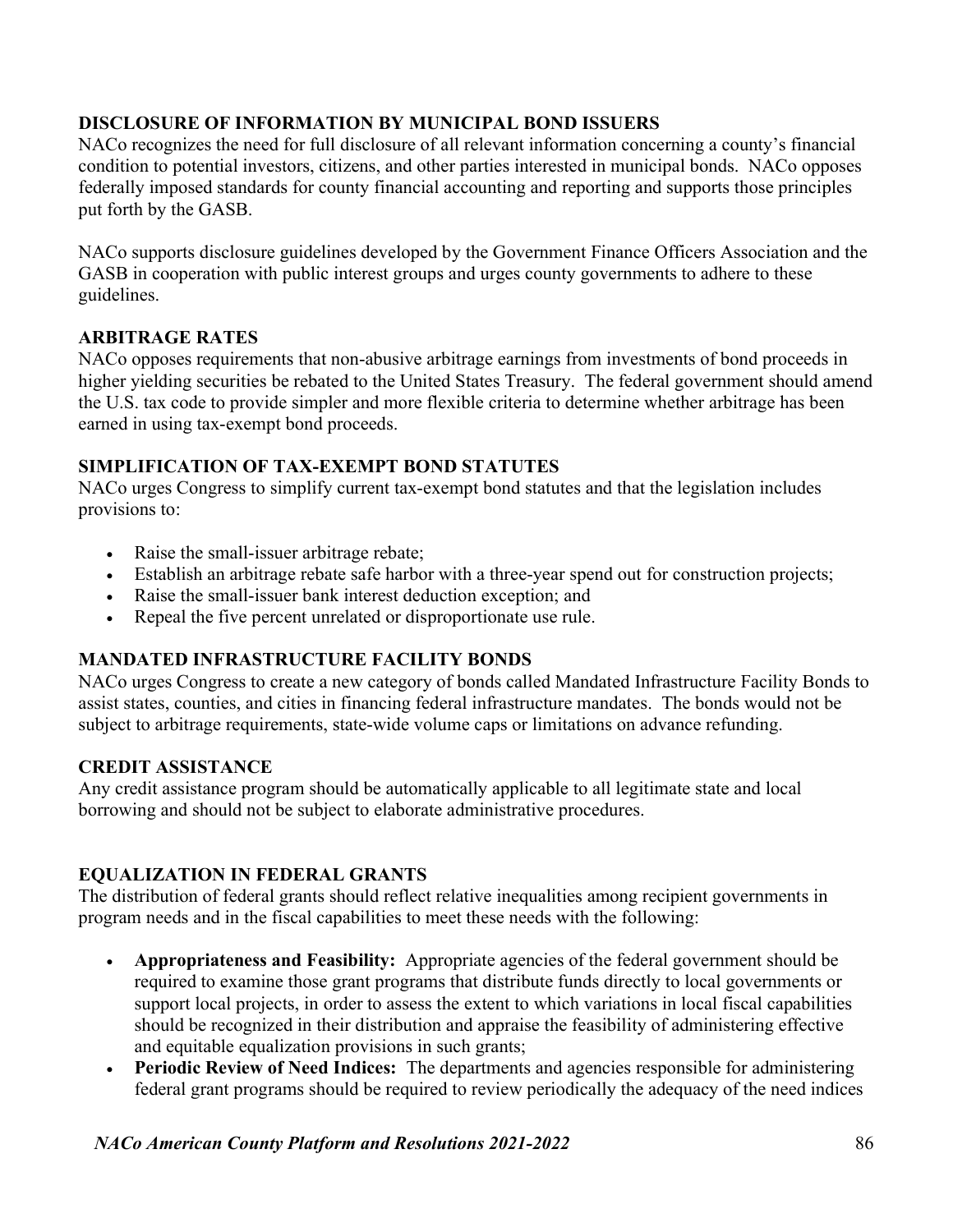### DISCLOSURE OF INFORMATION BY MUNICIPAL BOND ISSUERS

NACo recognizes the need for full disclosure of all relevant information concerning a county's financial condition to potential investors, citizens, and other parties interested in municipal bonds. NACo opposes federally imposed standards for county financial accounting and reporting and supports those principles put forth by the GASB.

NACo supports disclosure guidelines developed by the Government Finance Officers Association and the GASB in cooperation with public interest groups and urges county governments to adhere to these guidelines.

### ARBITRAGE RATES

NACo opposes requirements that non-abusive arbitrage earnings from investments of bond proceeds in higher yielding securities be rebated to the United States Treasury. The federal government should amend the U.S. tax code to provide simpler and more flexible criteria to determine whether arbitrage has been earned in using tax-exempt bond proceeds.

### SIMPLIFICATION OF TAX-EXEMPT BOND STATUTES

NACo urges Congress to simplify current tax-exempt bond statutes and that the legislation includes provisions to:

- Raise the small-issuer arbitrage rebate;
- Establish an arbitrage rebate safe harbor with a three-year spend out for construction projects;
- Raise the small-issuer bank interest deduction exception; and
- Repeal the five percent unrelated or disproportionate use rule.

### MANDATED INFRASTRUCTURE FACILITY BONDS

NACo urges Congress to create a new category of bonds called Mandated Infrastructure Facility Bonds to assist states, counties, and cities in financing federal infrastructure mandates. The bonds would not be subject to arbitrage requirements, state-wide volume caps or limitations on advance refunding.

### CREDIT ASSISTANCE

Any credit assistance program should be automatically applicable to all legitimate state and local borrowing and should not be subject to elaborate administrative procedures.

### EQUALIZATION IN FEDERAL GRANTS

The distribution of federal grants should reflect relative inequalities among recipient governments in program needs and in the fiscal capabilities to meet these needs with the following:

- **Appropriateness and Feasibility:** Appropriate agencies of the federal government should be required to examine those grant programs that distribute funds directly to local governments or support local projects, in order to assess the extent to which variations in local fiscal capabilities should be recognized in their distribution and appraise the feasibility of administering effective and equitable equalization provisions in such grants;
- **Periodic Review of Need Indices:** The departments and agencies responsible for administering federal grant programs should be required to review periodically the adequacy of the need indices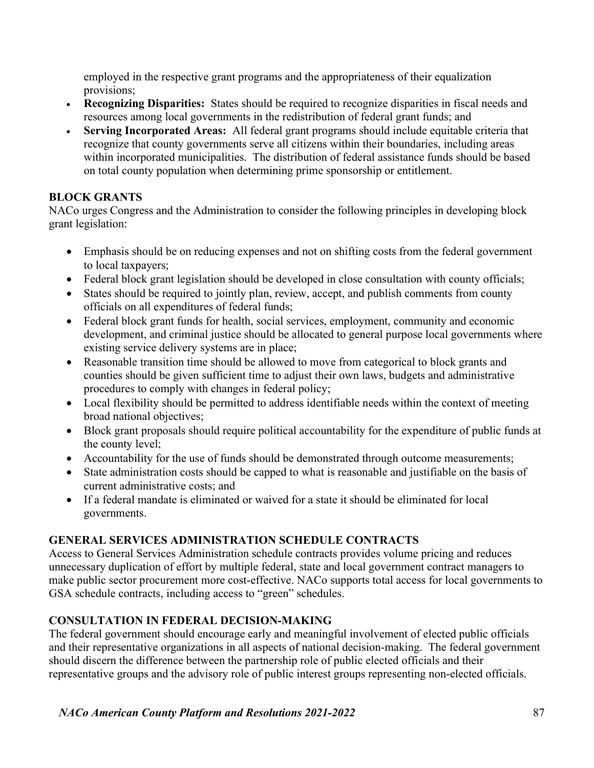employed in the respective grant programs and the appropriateness of their equalization provisions;

- **Recognizing Disparities:** States should be required to recognize disparities in fiscal needs and resources among local governments in the redistribution of federal grant funds; and
- **Serving Incorporated Areas:** All federal grant programs should include equitable criteria that recognize that county governments serve all citizens within their boundaries, including areas within incorporated municipalities. The distribution of federal assistance funds should be based on total county population when determining prime sponsorship or entitlement.

**BLOCK GRANTS**

NACo urges Congress and the Administration to consider the following principles in developing block grant legislation:

- Emphasis should be on reducing expenses and not on shifting costs from the federal government to local taxpayers;
- Federal block grant legislation should be developed in close consultation with county officials;
- States should be required to jointly plan, review, accept, and publish comments from county officials on all expenditures of federal funds;
- Federal block grant funds for health, social services, employment, community and economic development, and criminal justice should be allocated to general purpose local governments where existing service delivery systems are in place;
- Reasonable transition time should be allowed to move from categorical to block grants and counties should be given sufficient time to adjust their own laws, budgets and administrative procedures to comply with changes in federal policy;
- Local flexibility should be permitted to address identifiable needs within the context of meeting broad national objectives;
- Block grant proposals should require political accountability for the expenditure of public funds at the county level;
- Accountability for the use of funds should be demonstrated through outcome measurements;
- State administration costs should be capped to what is reasonable and justifiable on the basis of current administrative costs; and
- If a federal mandate is eliminated or waived for a state it should be eliminated for local governments.

**GENERAL SERVICES ADMINISTRATION SCHEDULE CONTRACTS**

Access to General Services Administration schedule contracts provides volume pricing and reduces unnecessary duplication of effort by multiple federal, state and local government contract managers to make public sector procurement more cost-effective. NACo supports total access for local governments to GSA schedule contracts, including access to "green" schedules.

**CONSULTATION IN FEDERAL DECISION-MAKING**

The federal government should encourage early and meaningful involvement of elected public officials and their representative organizations in all aspects of national decision-making. The federal government should discern the difference between the partnership role of public elected officials and their representative groups and the advisory role of public interest groups representing non-elected officials.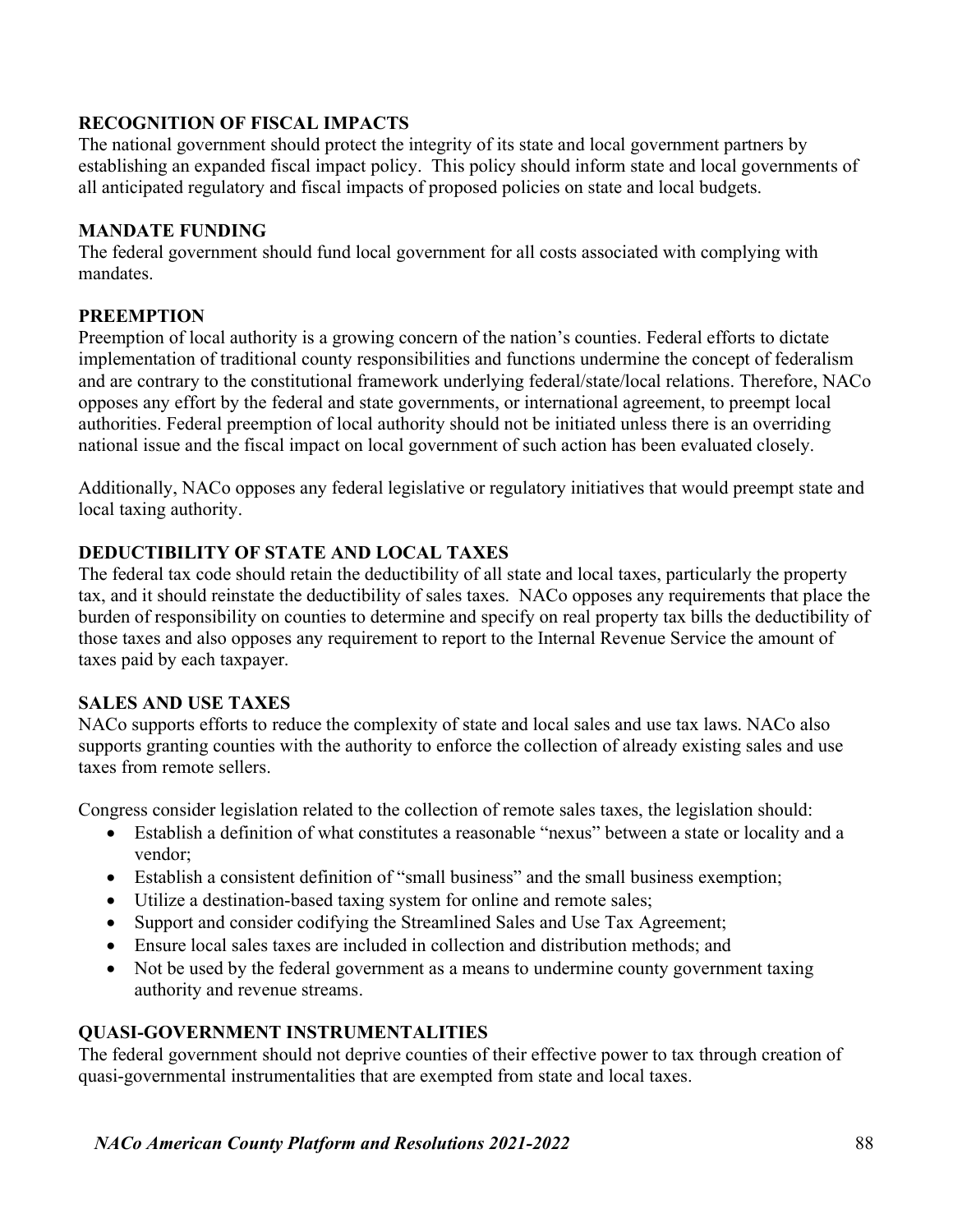### RECOGNITION OF FISCAL IMPACTS

The national government should protect the integrity of its state and local government partners by establishing an expanded fiscal impact policy. This policy should inform state and local governments of all anticipated regulatory and fiscal impacts of proposed policies on state and local budgets.

### MANDATE FUNDING

The federal government should fund local government for all costs associated with complying with mandates.

### PREEMPTION

Preemption of local authority is a growing concern of the nation's counties. Federal efforts to dictate implementation of traditional county responsibilities and functions undermine the concept of federalism and are contrary to the constitutional framework underlying federal/state/local relations. Therefore, NACo opposes any effort by the federal and state governments, or international agreement, to preempt local authorities. Federal preemption of local authority should not be initiated unless there is an overriding national issue and the fiscal impact on local government of such action has been evaluated closely.

Additionally, NACo opposes any federal legislative or regulatory initiatives that would preempt state and local taxing authority.

### DEDUCTIBILITY OF STATE AND LOCAL TAXES

The federal tax code should retain the deductibility of all state and local taxes, particularly the property tax, and it should reinstate the deductibility of sales taxes. NACo opposes any requirements that place the burden of responsibility on counties to determine and specify on real property tax bills the deductibility of those taxes and also opposes any requirement to report to the Internal Revenue Service the amount of taxes paid by each taxpayer.

### SALES AND USE TAXES

NACo supports efforts to reduce the complexity of state and local sales and use tax laws. NACo also supports granting counties with the authority to enforce the collection of already existing sales and use taxes from remote sellers.

Congress consider legislation related to the collection of remote sales taxes, the legislation should:

- Establish a definition of what constitutes a reasonable "nexus" between a state or locality and a vendor;
- Establish a consistent definition of "small business" and the small business exemption;
- Utilize a destination-based taxing system for online and remote sales;
- Support and consider codifying the Streamlined Sales and Use Tax Agreement;
- Ensure local sales taxes are included in collection and distribution methods; and
- Not be used by the federal government as a means to undermine county government taxing authority and revenue streams.

### QUASI-GOVERNMENT INSTRUMENTALITIES

The federal government should not deprive counties of their effective power to tax through creation of quasi-governmental instrumentalities that are exempted from state and local taxes.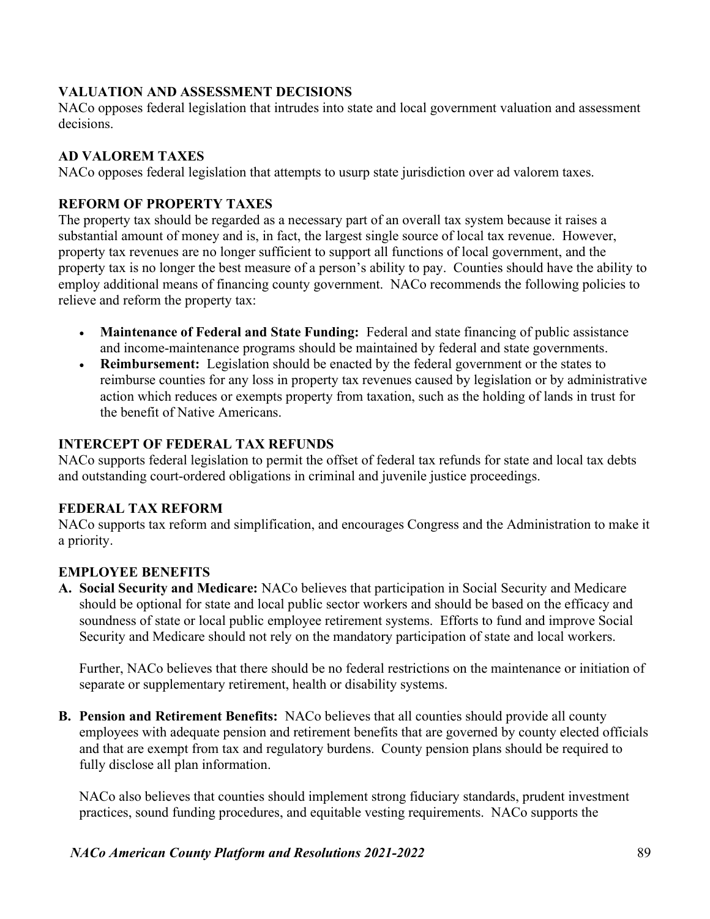### VALUATION AND ASSESSMENT DECISIONS

NACo opposes federal legislation that intrudes into state and local government valuation and assessment decisions.

### AD VALOREM TAXES

NACo opposes federal legislation that attempts to usurp state jurisdiction over ad valorem taxes.

### REFORM OF PROPERTY TAXES

The property tax should be regarded as a necessary part of an overall tax system because it raises a substantial amount of money and is, in fact, the largest single source of local tax revenue. However, property tax revenues are no longer sufficient to support all functions of local government, and the property tax is no longer the best measure of a person's ability to pay. Counties should have the ability to employ additional means of financing county government. NACo recommends the following policies to relieve and reform the property tax:

- **Maintenance of Federal and State Funding:** Federal and state financing of public assistance and income-maintenance programs should be maintained by federal and state governments.
- **Reimbursement:** Legislation should be enacted by the federal government or the states to reimburse counties for any loss in property tax revenues caused by legislation or by administrative action which reduces or exempts property from taxation, such as the holding of lands in trust for the benefit of Native Americans.

### INTERCEPT OF FEDERAL TAX REFUNDS

NACo supports federal legislation to permit the offset of federal tax refunds for state and local tax debts and outstanding court-ordered obligations in criminal and juvenile justice proceedings.

### FEDERAL TAX REFORM

NACo supports tax reform and simplification, and encourages Congress and the Administration to make it a priority.

### EMPLOYEE BENEFITS

**A. Social Security and Medicare:** NACo believes that participation in Social Security and Medicare should be optional for state and local public sector workers and should be based on the efficacy and soundness of state or local public employee retirement systems. Efforts to fund and improve Social Security and Medicare should not rely on the mandatory participation of state and local workers.

Further, NACo believes that there should be no federal restrictions on the maintenance or initiation of separate or supplementary retirement, health or disability systems.

**B. Pension and Retirement Benefits:** NACo believes that all counties should provide all county employees with adequate pension and retirement benefits that are governed by county elected officials and that are exempt from tax and regulatory burdens. County pension plans should be required to fully disclose all plan information.

NACo also believes that counties should implement strong fiduciary standards, prudent investment practices, sound funding procedures, and equitable vesting requirements. NACo supports the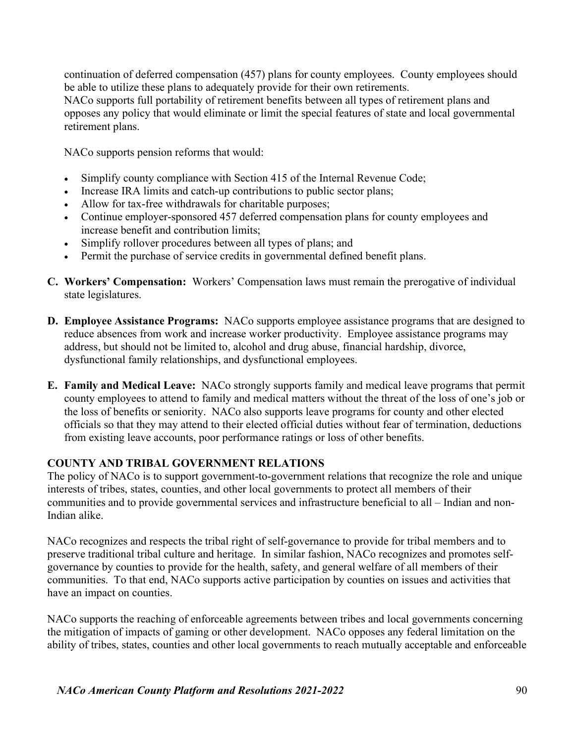continuation of deferred compensation (457) plans for county employees. County employees should be able to utilize these plans to adequately provide for their own retirements.
NACo supports full portability of retirement benefits between all types of retirement plans and opposes any policy that would eliminate or limit the special features of state and local governmental retirement plans.

NACo supports pension reforms that would:

- Simplify county compliance with Section 415 of the Internal Revenue Code;
- Increase IRA limits and catch-up contributions to public sector plans;
- Allow for tax-free withdrawals for charitable purposes;
- Continue employer-sponsored 457 deferred compensation plans for county employees and increase benefit and contribution limits;
- Simplify rollover procedures between all types of plans; and
- Permit the purchase of service credits in governmental defined benefit plans.

**C. Workers' Compensation:** Workers' Compensation laws must remain the prerogative of individual state legislatures.

**D. Employee Assistance Programs:** NACo supports employee assistance programs that are designed to reduce absences from work and increase worker productivity. Employee assistance programs may address, but should not be limited to, alcohol and drug abuse, financial hardship, divorce, dysfunctional family relationships, and dysfunctional employees.

**E. Family and Medical Leave:** NACo strongly supports family and medical leave programs that permit county employees to attend to family and medical matters without the threat of the loss of one's job or the loss of benefits or seniority. NACo also supports leave programs for county and other elected officials so that they may attend to their elected official duties without fear of termination, deductions from existing leave accounts, poor performance ratings or loss of other benefits.

## COUNTY AND TRIBAL GOVERNMENT RELATIONS

The policy of NACo is to support government-to-government relations that recognize the role and unique interests of tribes, states, counties, and other local governments to protect all members of their communities and to provide governmental services and infrastructure beneficial to all – Indian and non-Indian alike.

NACo recognizes and respects the tribal right of self-governance to provide for tribal members and to preserve traditional tribal culture and heritage. In similar fashion, NACo recognizes and promotes self-governance by counties to provide for the health, safety, and general welfare of all members of their communities. To that end, NACo supports active participation by counties on issues and activities that have an impact on counties.

NACo supports the reaching of enforceable agreements between tribes and local governments concerning the mitigation of impacts of gaming or other development. NACo opposes any federal limitation on the ability of tribes, states, counties and other local governments to reach mutually acceptable and enforceable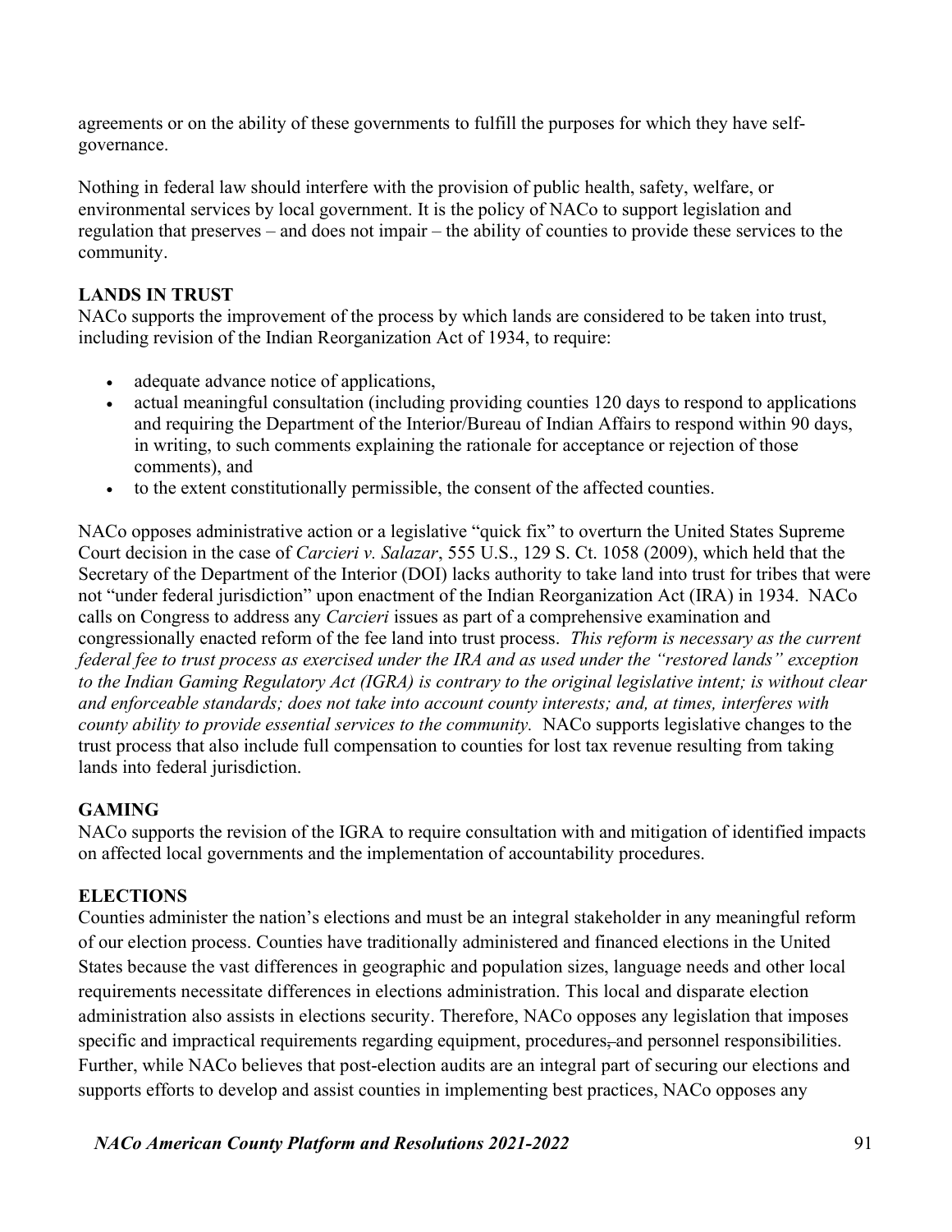agreements or on the ability of these governments to fulfill the purposes for which they have self-governance.

Nothing in federal law should interfere with the provision of public health, safety, welfare, or environmental services by local government. It is the policy of NACo to support legislation and regulation that preserves – and does not impair – the ability of counties to provide these services to the community.

**LANDS IN TRUST**

NACo supports the improvement of the process by which lands are considered to be taken into trust, including revision of the Indian Reorganization Act of 1934, to require:

- adequate advance notice of applications,
- actual meaningful consultation (including providing counties 120 days to respond to applications and requiring the Department of the Interior/Bureau of Indian Affairs to respond within 90 days, in writing, to such comments explaining the rationale for acceptance or rejection of those comments), and
- to the extent constitutionally permissible, the consent of the affected counties.

NACo opposes administrative action or a legislative "quick fix" to overturn the United States Supreme Court decision in the case of *Carcieri v. Salazar*, 555 U.S., 129 S. Ct. 1058 (2009), which held that the Secretary of the Department of the Interior (DOI) lacks authority to take land into trust for tribes that were not "under federal jurisdiction" upon enactment of the Indian Reorganization Act (IRA) in 1934. NACo calls on Congress to address any *Carcieri* issues as part of a comprehensive examination and congressionally enacted reform of the fee land into trust process. *This reform is necessary as the current federal fee to trust process as exercised under the IRA and as used under the "restored lands" exception to the Indian Gaming Regulatory Act (IGRA) is contrary to the original legislative intent; is without clear and enforceable standards; does not take into account county interests; and, at times, interferes with county ability to provide essential services to the community.* NACo supports legislative changes to the trust process that also include full compensation to counties for lost tax revenue resulting from taking lands into federal jurisdiction.

**GAMING**

NACo supports the revision of the IGRA to require consultation with and mitigation of identified impacts on affected local governments and the implementation of accountability procedures.

**ELECTIONS**

Counties administer the nation's elections and must be an integral stakeholder in any meaningful reform of our election process. Counties have traditionally administered and financed elections in the United States because the vast differences in geographic and population sizes, language needs and other local requirements necessitate differences in elections administration. This local and disparate election administration also assists in elections security. Therefore, NACo opposes any legislation that imposes specific and impractical requirements regarding equipment, procedures, and personnel responsibilities. Further, while NACo believes that post-election audits are an integral part of securing our elections and supports efforts to develop and assist counties in implementing best practices, NACo opposes any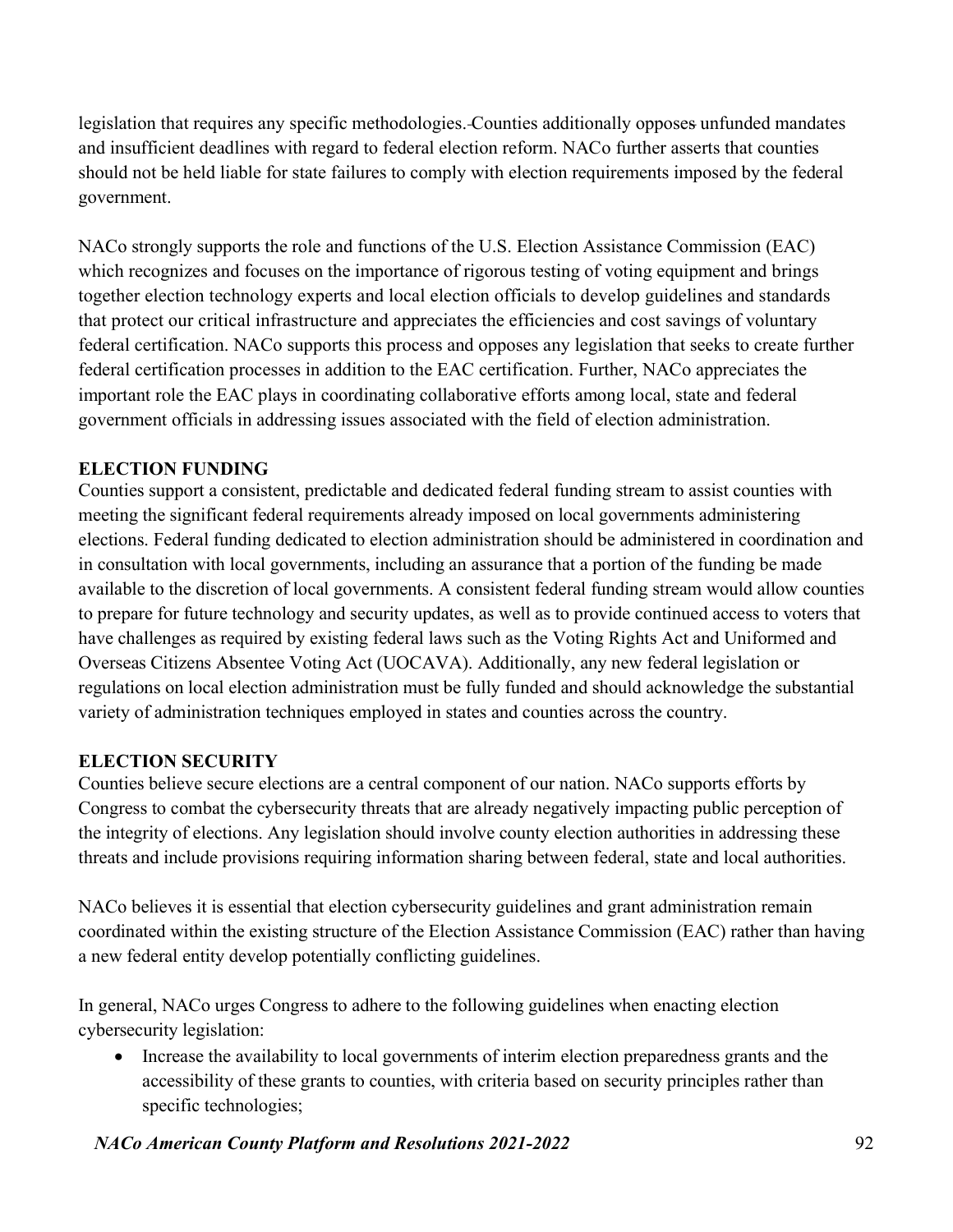legislation that requires any specific methodologies. Counties additionally opposes unfunded mandates and insufficient deadlines with regard to federal election reform. NACo further asserts that counties should not be held liable for state failures to comply with election requirements imposed by the federal government.

NACo strongly supports the role and functions of the U.S. Election Assistance Commission (EAC) which recognizes and focuses on the importance of rigorous testing of voting equipment and brings together election technology experts and local election officials to develop guidelines and standards that protect our critical infrastructure and appreciates the efficiencies and cost savings of voluntary federal certification. NACo supports this process and opposes any legislation that seeks to create further federal certification processes in addition to the EAC certification. Further, NACo appreciates the important role the EAC plays in coordinating collaborative efforts among local, state and federal government officials in addressing issues associated with the field of election administration.

**ELECTION FUNDING**

Counties support a consistent, predictable and dedicated federal funding stream to assist counties with meeting the significant federal requirements already imposed on local governments administering elections. Federal funding dedicated to election administration should be administered in coordination and in consultation with local governments, including an assurance that a portion of the funding be made available to the discretion of local governments. A consistent federal funding stream would allow counties to prepare for future technology and security updates, as well as to provide continued access to voters that have challenges as required by existing federal laws such as the Voting Rights Act and Uniformed and Overseas Citizens Absentee Voting Act (UOCAVA). Additionally, any new federal legislation or regulations on local election administration must be fully funded and should acknowledge the substantial variety of administration techniques employed in states and counties across the country.

**ELECTION SECURITY**

Counties believe secure elections are a central component of our nation. NACo supports efforts by Congress to combat the cybersecurity threats that are already negatively impacting public perception of the integrity of elections. Any legislation should involve county election authorities in addressing these threats and include provisions requiring information sharing between federal, state and local authorities.

NACo believes it is essential that election cybersecurity guidelines and grant administration remain coordinated within the existing structure of the Election Assistance Commission (EAC) rather than having a new federal entity develop potentially conflicting guidelines.

In general, NACo urges Congress to adhere to the following guidelines when enacting election cybersecurity legislation:

- Increase the availability to local governments of interim election preparedness grants and the accessibility of these grants to counties, with criteria based on security principles rather than specific technologies;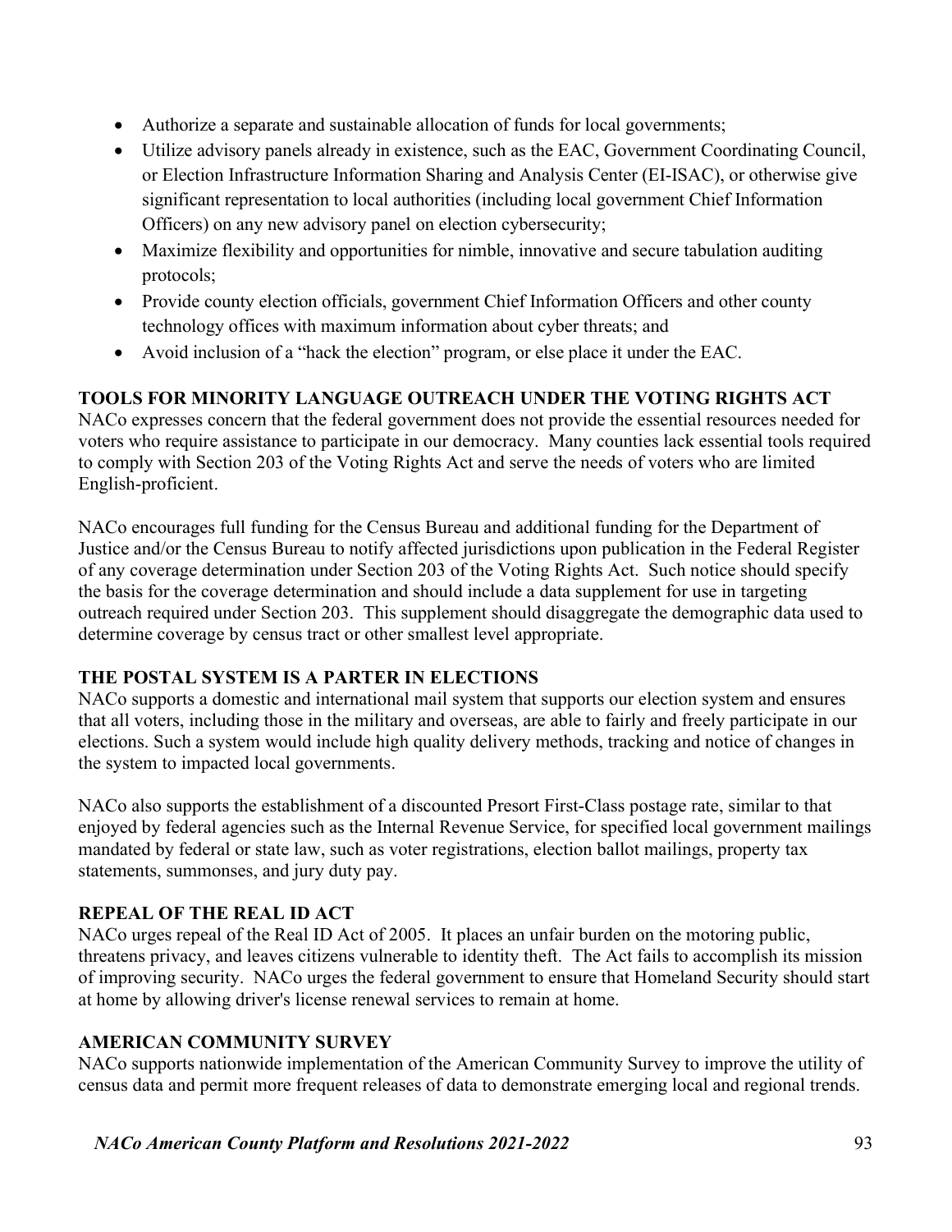- Authorize a separate and sustainable allocation of funds for local governments;
- Utilize advisory panels already in existence, such as the EAC, Government Coordinating Council, or Election Infrastructure Information Sharing and Analysis Center (EI-ISAC), or otherwise give significant representation to local authorities (including local government Chief Information Officers) on any new advisory panel on election cybersecurity;
- Maximize flexibility and opportunities for nimble, innovative and secure tabulation auditing protocols;
- Provide county election officials, government Chief Information Officers and other county technology offices with maximum information about cyber threats; and
- Avoid inclusion of a "hack the election" program, or else place it under the EAC.

### TOOLS FOR MINORITY LANGUAGE OUTREACH UNDER THE VOTING RIGHTS ACT

NACo expresses concern that the federal government does not provide the essential resources needed for voters who require assistance to participate in our democracy. Many counties lack essential tools required to comply with Section 203 of the Voting Rights Act and serve the needs of voters who are limited English-proficient.

NACo encourages full funding for the Census Bureau and additional funding for the Department of Justice and/or the Census Bureau to notify affected jurisdictions upon publication in the Federal Register of any coverage determination under Section 203 of the Voting Rights Act. Such notice should specify the basis for the coverage determination and should include a data supplement for use in targeting outreach required under Section 203. This supplement should disaggregate the demographic data used to determine coverage by census tract or other smallest level appropriate.

### THE POSTAL SYSTEM IS A PARTER IN ELECTIONS

NACo supports a domestic and international mail system that supports our election system and ensures that all voters, including those in the military and overseas, are able to fairly and freely participate in our elections. Such a system would include high quality delivery methods, tracking and notice of changes in the system to impacted local governments.

NACo also supports the establishment of a discounted Presort First-Class postage rate, similar to that enjoyed by federal agencies such as the Internal Revenue Service, for specified local government mailings mandated by federal or state law, such as voter registrations, election ballot mailings, property tax statements, summonses, and jury duty pay.

### REPEAL OF THE REAL ID ACT

NACo urges repeal of the Real ID Act of 2005. It places an unfair burden on the motoring public, threatens privacy, and leaves citizens vulnerable to identity theft. The Act fails to accomplish its mission of improving security. NACo urges the federal government to ensure that Homeland Security should start at home by allowing driver's license renewal services to remain at home.

### AMERICAN COMMUNITY SURVEY

NACo supports nationwide implementation of the American Community Survey to improve the utility of census data and permit more frequent releases of data to demonstrate emerging local and regional trends.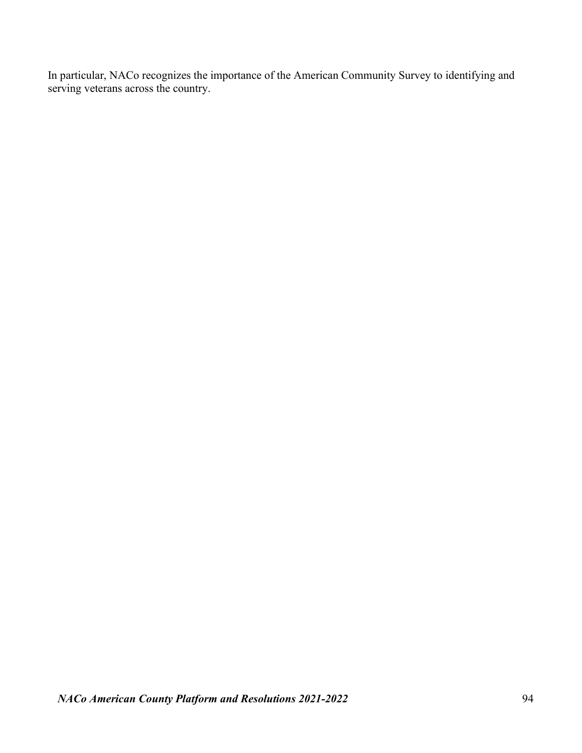In particular, NACo recognizes the importance of the American Community Survey to identifying and serving veterans across the country.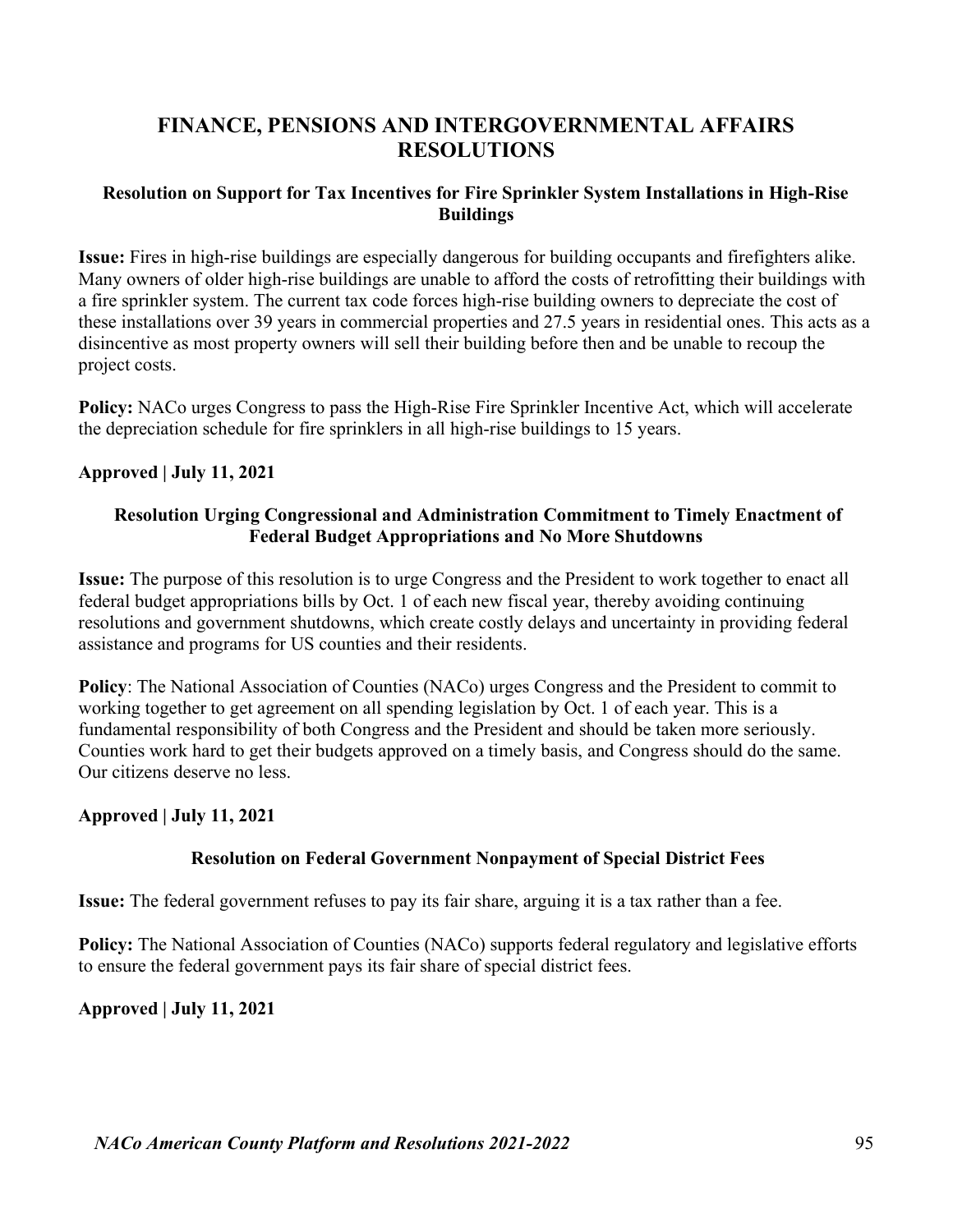# FINANCE, PENSIONS AND INTERGOVERNMENTAL AFFAIRS RESOLUTIONS

## Resolution on Support for Tax Incentives for Fire Sprinkler System Installations in High-Rise Buildings

**Issue:** Fires in high-rise buildings are especially dangerous for building occupants and firefighters alike. Many owners of older high-rise buildings are unable to afford the costs of retrofitting their buildings with a fire sprinkler system. The current tax code forces high-rise building owners to depreciate the cost of these installations over 39 years in commercial properties and 27.5 years in residential ones. This acts as a disincentive as most property owners will sell their building before then and be unable to recoup the project costs.

**Policy:** NACo urges Congress to pass the High-Rise Fire Sprinkler Incentive Act, which will accelerate the depreciation schedule for fire sprinklers in all high-rise buildings to 15 years.

**Approved | July 11, 2021**

## Resolution Urging Congressional and Administration Commitment to Timely Enactment of Federal Budget Appropriations and No More Shutdowns

**Issue:** The purpose of this resolution is to urge Congress and the President to work together to enact all federal budget appropriations bills by Oct. 1 of each new fiscal year, thereby avoiding continuing resolutions and government shutdowns, which create costly delays and uncertainty in providing federal assistance and programs for US counties and their residents.

**Policy**: The National Association of Counties (NACo) urges Congress and the President to commit to working together to get agreement on all spending legislation by Oct. 1 of each year. This is a fundamental responsibility of both Congress and the President and should be taken more seriously. Counties work hard to get their budgets approved on a timely basis, and Congress should do the same. Our citizens deserve no less.

**Approved | July 11, 2021**

## Resolution on Federal Government Nonpayment of Special District Fees

**Issue:** The federal government refuses to pay its fair share, arguing it is a tax rather than a fee.

**Policy:** The National Association of Counties (NACo) supports federal regulatory and legislative efforts to ensure the federal government pays its fair share of special district fees.

**Approved | July 11, 2021**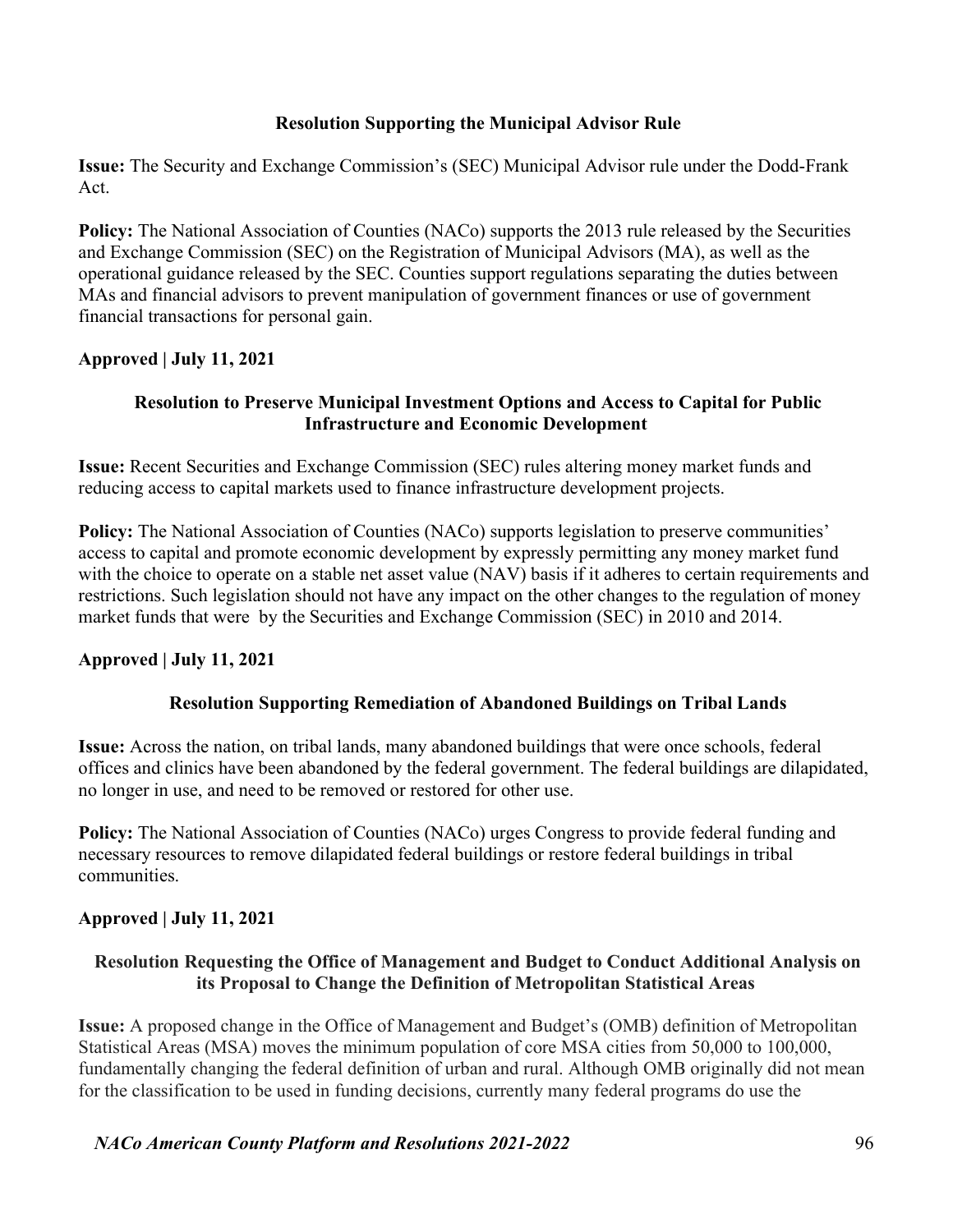### Resolution Supporting the Municipal Advisor Rule

**Issue:** The Security and Exchange Commission's (SEC) Municipal Advisor rule under the Dodd-Frank Act.

**Policy:** The National Association of Counties (NACo) supports the 2013 rule released by the Securities and Exchange Commission (SEC) on the Registration of Municipal Advisors (MA), as well as the operational guidance released by the SEC. Counties support regulations separating the duties between MAs and financial advisors to prevent manipulation of government finances or use of government financial transactions for personal gain.

**Approved | July 11, 2021**

### Resolution to Preserve Municipal Investment Options and Access to Capital for Public Infrastructure and Economic Development

**Issue:** Recent Securities and Exchange Commission (SEC) rules altering money market funds and reducing access to capital markets used to finance infrastructure development projects.

**Policy:** The National Association of Counties (NACo) supports legislation to preserve communities' access to capital and promote economic development by expressly permitting any money market fund with the choice to operate on a stable net asset value (NAV) basis if it adheres to certain requirements and restrictions. Such legislation should not have any impact on the other changes to the regulation of money market funds that were  by the Securities and Exchange Commission (SEC) in 2010 and 2014.

**Approved | July 11, 2021**

### Resolution Supporting Remediation of Abandoned Buildings on Tribal Lands

**Issue:** Across the nation, on tribal lands, many abandoned buildings that were once schools, federal offices and clinics have been abandoned by the federal government. The federal buildings are dilapidated, no longer in use, and need to be removed or restored for other use.

**Policy:** The National Association of Counties (NACo) urges Congress to provide federal funding and necessary resources to remove dilapidated federal buildings or restore federal buildings in tribal communities.

**Approved | July 11, 2021**

### Resolution Requesting the Office of Management and Budget to Conduct Additional Analysis on its Proposal to Change the Definition of Metropolitan Statistical Areas

**Issue:** A proposed change in the Office of Management and Budget's (OMB) definition of Metropolitan Statistical Areas (MSA) moves the minimum population of core MSA cities from 50,000 to 100,000, fundamentally changing the federal definition of urban and rural. Although OMB originally did not mean for the classification to be used in funding decisions, currently many federal programs do use the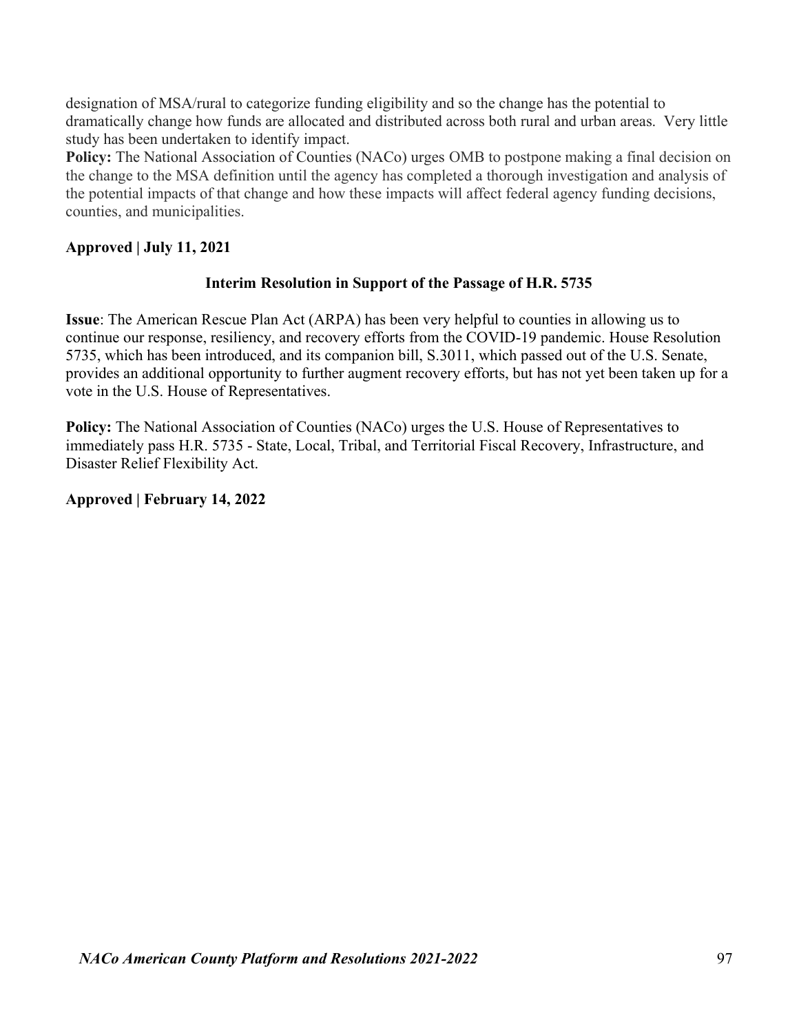designation of MSA/rural to categorize funding eligibility and so the change has the potential to dramatically change how funds are allocated and distributed across both rural and urban areas. Very little study has been undertaken to identify impact.

**Policy:** The National Association of Counties (NACo) urges OMB to postpone making a final decision on the change to the MSA definition until the agency has completed a thorough investigation and analysis of the potential impacts of that change and how these impacts will affect federal agency funding decisions, counties, and municipalities.

**Approved | July 11, 2021**

### Interim Resolution in Support of the Passage of H.R. 5735

**Issue**: The American Rescue Plan Act (ARPA) has been very helpful to counties in allowing us to continue our response, resiliency, and recovery efforts from the COVID-19 pandemic. House Resolution 5735, which has been introduced, and its companion bill, S.3011, which passed out of the U.S. Senate, provides an additional opportunity to further augment recovery efforts, but has not yet been taken up for a vote in the U.S. House of Representatives.

**Policy:** The National Association of Counties (NACo) urges the U.S. House of Representatives to immediately pass H.R. 5735 - State, Local, Tribal, and Territorial Fiscal Recovery, Infrastructure, and Disaster Relief Flexibility Act.

**Approved | February 14, 2022**